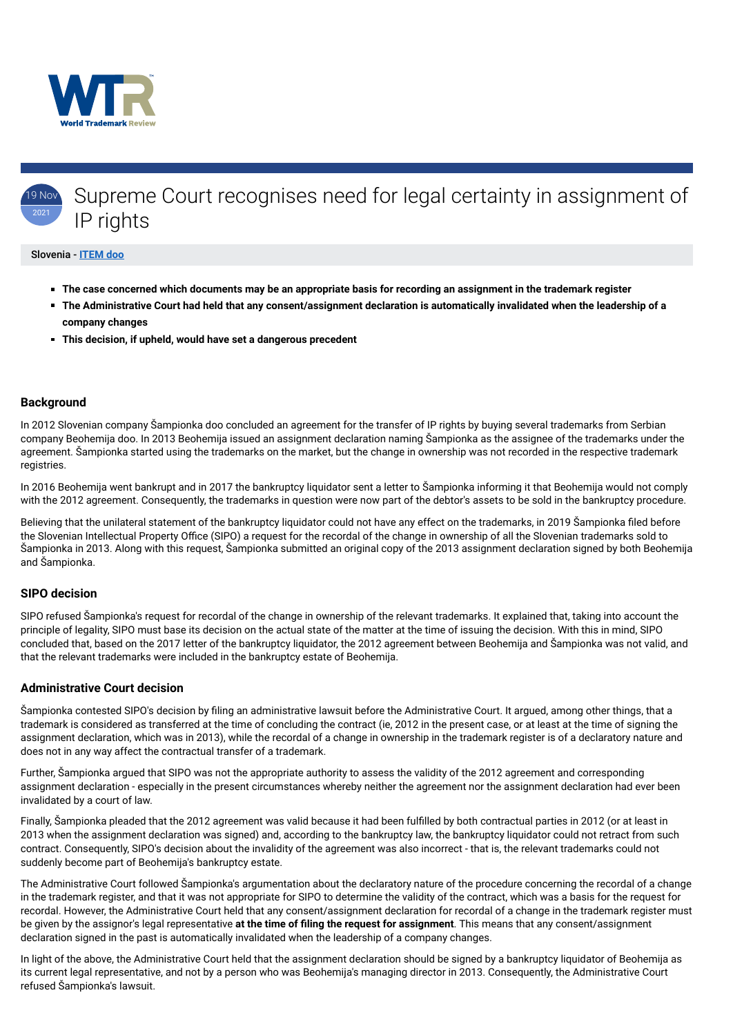# Supreme Court recognises need for legal certainty in assignment of IP rights

19 Nov 2021

**Slovenia - ITEM doo**

- **The case concerned which documents may be an appropriate basis for recording an assignment in the trademark register**
- **The Administrative Court had held that any consent/assignment declaration is automatically invalidated when the leadership of a company changes**
- **This decision, if upheld, would have set a dangerous precedent**

## Background

In 2012 Slovenian company Šampionka doo concluded an agreement for the transfer of IP rights by buying several trademarks from Serbian company Beohemija doo. In 2013 Beohemija issued an assignment declaration naming Šampionka as the assignee of the trademarks under the agreement. Šampionka started using the trademarks on the market, but the change in ownership was not recorded in the respective trademark registries.

In 2016 Beohemija went bankrupt and in 2017 the bankruptcy liquidator sent a letter to Šampionka informing it that Beohemija would not comply with the 2012 agreement. Consequently, the trademarks in question were now part of the debtor's assets to be sold in the bankruptcy procedure.

Believing that the unilateral statement of the bankruptcy liquidator could not have any effect on the trademarks, in 2019 Šampionka filed before the Slovenian Intellectual Property Office (SIPO) a request for the recordal of the change in ownership of all the Slovenian trademarks sold to Šampionka in 2013. Along with this request, Šampionka submitted an original copy of the 2013 assignment declaration signed by both Beohemija and Šampionka.

## SIPO decision

SIPO refused Šampionka's request for recordal of the change in ownership of the relevant trademarks. It explained that, taking into account the principle of legality, SIPO must base its decision on the actual state of the matter at the time of issuing the decision. With this in mind, SIPO concluded that, based on the 2017 letter of the bankruptcy liquidator, the 2012 agreement between Beohemija and Šampionka was not valid, and that the relevant trademarks were included in the bankruptcy estate of Beohemija.

## Administrative Court decision

Šampionka contested SIPO's decision by filing an administrative lawsuit before the Administrative Court. It argued, among other things, that a trademark is considered as transferred at the time of concluding the contract (ie, 2012 in the present case, or at least at the time of signing the assignment declaration, which was in 2013), while the recordal of a change in ownership in the trademark register is of a declaratory nature and does not in any way affect the contractual transfer of a trademark.

Further, Šampionka argued that SIPO was not the appropriate authority to assess the validity of the 2012 agreement and corresponding assignment declaration - especially in the present circumstances whereby neither the agreement nor the assignment declaration had ever been invalidated by a court of law.

Finally, Šampionka pleaded that the 2012 agreement was valid because it had been fulfilled by both contractual parties in 2012 (or at least in 2013 when the assignment declaration was signed) and, according to the bankruptcy law, the bankruptcy liquidator could not retract from such contract. Consequently, SIPO's decision about the invalidity of the agreement was also incorrect - that is, the relevant trademarks could not suddenly become part of Beohemija's bankruptcy estate.

The Administrative Court followed Šampionka's argumentation about the declaratory nature of the procedure concerning the recordal of a change in the trademark register, and that it was not appropriate for SIPO to determine the validity of the contract, which was a basis for the request for recordal. However, the Administrative Court held that any consent/assignment declaration for recordal of a change in the trademark register must be given by the assignor's legal representative **at the time of filing the request for assignment**. This means that any consent/assignment declaration signed in the past is automatically invalidated when the leadership of a company changes.

In light of the above, the Administrative Court held that the assignment declaration should be signed by a bankruptcy liquidator of Beohemija as its current legal representative, and not by a person who was Beohemija's managing director in 2013. Consequently, the Administrative Court refused Šampionka's lawsuit.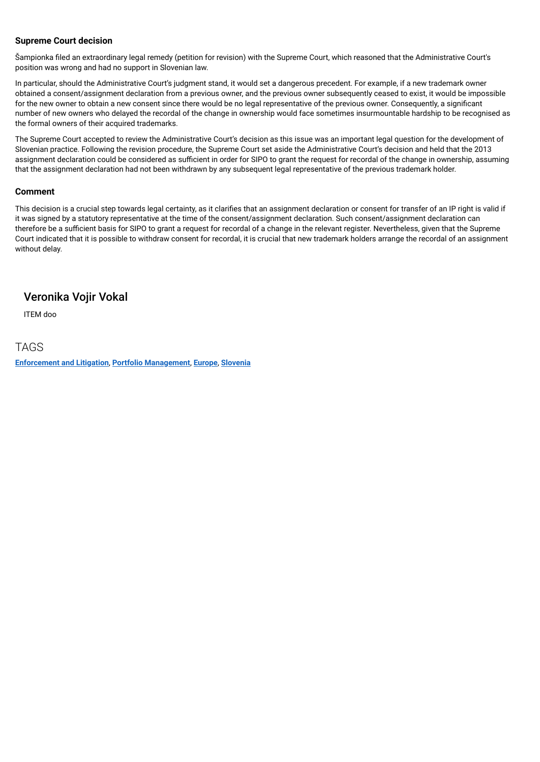### Supreme Court decision

Šampionka filed an extraordinary legal remedy (petition for revision) with the Supreme Court, which reasoned that the Administrative Court's position was wrong and had no support in Slovenian law.

In particular, should the Administrative Court's judgment stand, it would set a dangerous precedent. For example, if a new trademark owner obtained a consent/assignment declaration from a previous owner, and the previous owner subsequently ceased to exist, it would be impossible for the new owner to obtain a new consent since there would be no legal representative of the previous owner. Consequently, a significant number of new owners who delayed the recordal of the change in ownership would face sometimes insurmountable hardship to be recognised as the formal owners of their acquired trademarks.

The Supreme Court accepted to review the Administrative Court's decision as this issue was an important legal question for the development of Slovenian practice. Following the revision procedure, the Supreme Court set aside the Administrative Court's decision and held that the 2013 assignment declaration could be considered as sufficient in order for SIPO to grant the request for recordal of the change in ownership, assuming that the assignment declaration had not been withdrawn by any subsequent legal representative of the previous trademark holder.

### Comment

This decision is a crucial step towards legal certainty, as it clarifies that an assignment declaration or consent for transfer of an IP right is valid if it was signed by a statutory representative at the time of the consent/assignment declaration. Such consent/assignment declaration can therefore be a sufficient basis for SIPO to grant a request for recordal of a change in the relevant register. Nevertheless, given that the Supreme Court indicated that it is possible to withdraw consent for recordal, it is crucial that new trademark holders arrange the recordal of an assignment without delay.

## Veronika Vojir Vokal

ITEM doo

## TAGS

**Enforcement and Litigation**, **Portfolio Management**, **Europe**, **Slovenia**